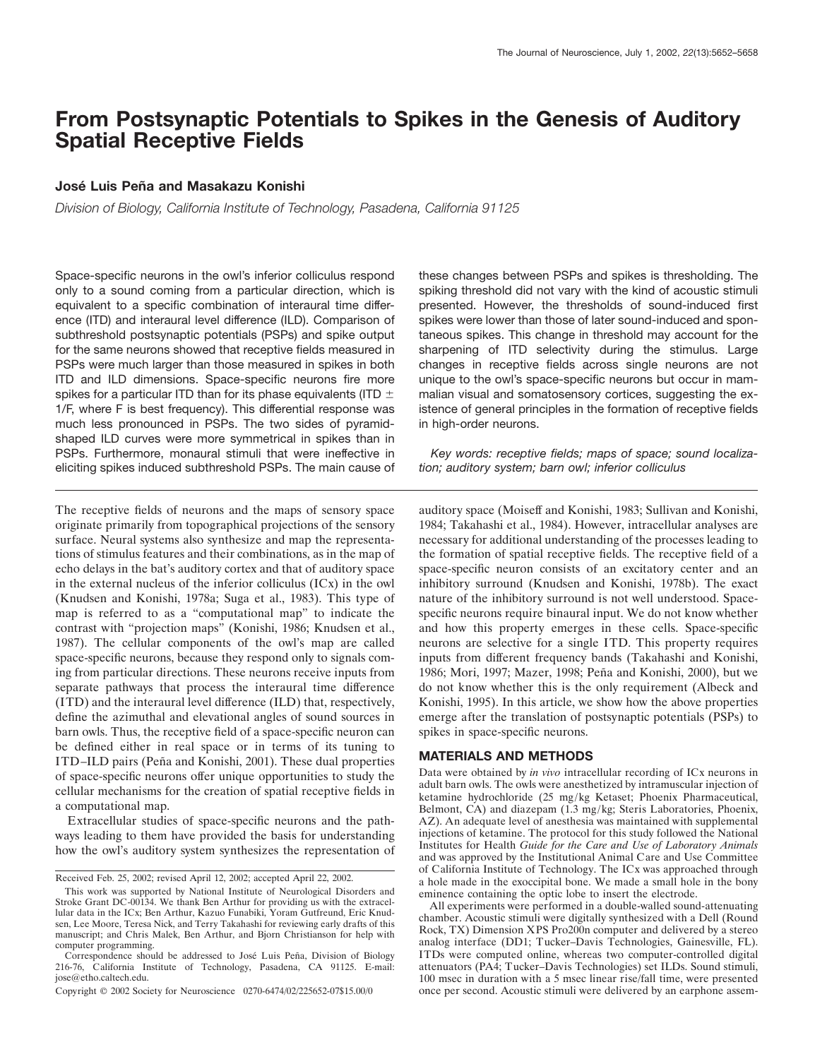# From Postsynaptic Potentials to Spikes in the Genesis of Auditory Spatial Receptive Fields

**José Luis Peña and Masakazu Konishi**

*Division of Biology, California Institute of Technology, Pasadena, California 91125*

Space-specific neurons in the owl's inferior colliculus respond only to a sound coming from a particular direction, which is equivalent to a specific combination of interaural time difference (ITD) and interaural level difference (ILD). Comparison of subthreshold postsynaptic potentials (PSPs) and spike output for the same neurons showed that receptive fields measured in PSPs were much larger than those measured in spikes in both ITD and ILD dimensions. Space-specific neurons fire more spikes for a particular ITD than for its phase equivalents (ITD ± 1/F, where F is best frequency). This differential response was much less pronounced in PSPs. The two sides of pyramid-shaped ILD curves were more symmetrical in spikes than in PSPs. Furthermore, monaural stimuli that were ineffective in eliciting spikes induced subthreshold PSPs. The main cause of these changes between PSPs and spikes is thresholding. The spiking threshold did not vary with the kind of acoustic stimuli presented. However, the thresholds of sound-induced first spikes were lower than those of later sound-induced and spontaneous spikes. This change in threshold may account for the sharpening of ITD selectivity during the stimulus. Large changes in receptive fields across single neurons are not unique to the owl's space-specific neurons but occur in mammalian visual and somatosensory cortices, suggesting the existence of general principles in the formation of receptive fields in high-order neurons.

*Key words: receptive fields; maps of space; sound localization; auditory system; barn owl; inferior colliculus*

The receptive fields of neurons and the maps of sensory space originate primarily from topographical projections of the sensory surface. Neural systems also synthesize and map the representations of stimulus features and their combinations, as in the map of echo delays in the bat's auditory cortex and that of auditory space in the external nucleus of the inferior colliculus (ICx) in the owl (Knudsen and Konishi, 1978a; Suga et al., 1983). This type of map is referred to as a "computational map" to indicate the contrast with "projection maps" (Konishi, 1986; Knudsen et al., 1987). The cellular components of the owl's map are called space-specific neurons, because they respond only to signals coming from particular directions. These neurons receive inputs from separate pathways that process the interaural time difference (ITD) and the interaural level difference (ILD) that, respectively, define the azimuthal and elevational angles of sound sources in barn owls. Thus, the receptive field of a space-specific neuron can be defined either in real space or in terms of its tuning to ITD–ILD pairs (Peña and Konishi, 2001). These dual properties of space-specific neurons offer unique opportunities to study the cellular mechanisms for the creation of spatial receptive fields in a computational map.

Extracellular studies of space-specific neurons and the pathways leading to them have provided the basis for understanding how the owl's auditory system synthesizes the representation of auditory space (Moiseff and Konishi, 1983; Sullivan and Konishi, 1984; Takahashi et al., 1984). However, intracellular analyses are necessary for additional understanding of the processes leading to the formation of spatial receptive fields. The receptive field of a space-specific neuron consists of an excitatory center and an inhibitory surround (Knudsen and Konishi, 1978b). The exact nature of the inhibitory surround is not well understood. Space-specific neurons require binaural input. We do not know whether and how this property emerges in these cells. Space-specific neurons are selective for a single ITD. This property requires inputs from different frequency bands (Takahashi and Konishi, 1986; Mori, 1997; Mazer, 1998; Peña and Konishi, 2000), but we do not know whether this is the only requirement (Albeck and Konishi, 1995). In this article, we show how the above properties emerge after the translation of postsynaptic potentials (PSPs) to spikes in space-specific neurons.

## MATERIALS AND METHODS

Data were obtained by *in vivo* intracellular recording of ICx neurons in adult barn owls. The owls were anesthetized by intramuscular injection of ketamine hydrochloride (25 mg/kg Ketaset; Phoenix Pharmaceutical, Belmont, CA) and diazepam (1.3 mg/kg; Steris Laboratories, Phoenix, AZ). An adequate level of anesthesia was maintained with supplemental injections of ketamine. The protocol for this study followed the National Institutes for Health *Guide for the Care and Use of Laboratory Animals* and was approved by the Institutional Animal Care and Use Committee of California Institute of Technology. The ICx was approached through a hole made in the exoccipital bone. We made a small hole in the bony eminence containing the optic lobe to insert the electrode.

All experiments were performed in a double-walled sound-attenuating chamber. Acoustic stimuli were digitally synthesized with a Dell (Round Rock, TX) Dimension XPS Pro200n computer and delivered by a stereo analog interface (DD1; Tucker–Davis Technologies, Gainesville, FL). ITDs were computed online, whereas two computer-controlled digital attenuators (PA4; Tucker–Davis Technologies) set ILDs. Sound stimuli, 100 msec in duration with a 5 msec linear rise/fall time, were presented once per second. Acoustic stimuli were delivered by an earphone assem-

---

Received Feb. 25, 2002; revised April 12, 2002; accepted April 22, 2002.

This work was supported by National Institute of Neurological Disorders and Stroke Grant DC-00134. We thank Ben Arthur for providing us with the extracellular data in the ICx; Ben Arthur, Kazuo Funabiki, Yoram Gutfreund, Eric Knudsen, Lee Moore, Teresa Nick, and Terry Takahashi for reviewing early drafts of this manuscript; and Chris Malek, Ben Arthur, and Bjorn Christianson for help with computer programming.

Correspondence should be addressed to José Luis Peña, Division of Biology 216-76, California Institute of Technology, Pasadena, CA 91125. E-mail: jose@etho.caltech.edu.

Copyright © 2002 Society for Neuroscience 0270-6474/02/225652-07$15.00/0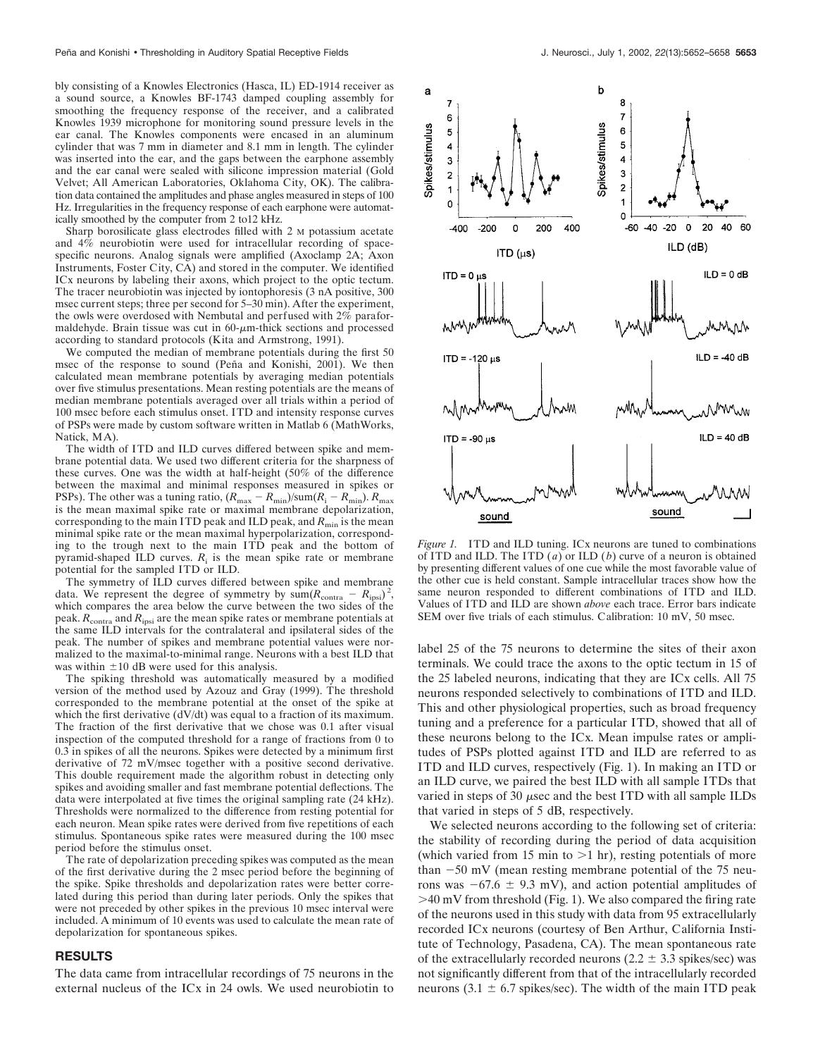bly consisting of a Knowles Electronics (Hasca, IL) ED-1914 receiver as a sound source, a Knowles BF-1743 damped coupling assembly for smoothing the frequency response of the receiver, and a calibrated Knowles 1939 microphone for monitoring sound pressure levels in the ear canal. The Knowles components were encased in an aluminum cylinder that was 7 mm in diameter and 8.1 mm in length. The cylinder was inserted into the ear, and the gaps between the earphone assembly and the ear canal were sealed with silicone impression material (Gold Velvet; All American Laboratories, Oklahoma City, OK). The calibration data contained the amplitudes and phase angles measured in steps of 100 Hz. Irregularities in the frequency response of each earphone were automatically smoothed by the computer from 2 to12 kHz.

Sharp borosilicate glass electrodes filled with 2 M potassium acetate and 4% neurobiotin were used for intracellular recording of space-specific neurons. Analog signals were amplified (Axoclamp 2A; Axon Instruments, Foster City, CA) and stored in the computer. We identified ICx neurons by labeling their axons, which project to the optic tectum. The tracer neurobiotin was injected by iontophoresis (3 nA positive, 300 msec current steps; three per second for 5–30 min). After the experiment, the owls were overdosed with Nembutal and perfused with 2% paraformaldehyde. Brain tissue was cut in 60-$\mu$m-thick sections and processed according to standard protocols (Kita and Armstrong, 1991).

We computed the median of membrane potentials during the first 50 msec of the response to sound (Peña and Konishi, 2001). We then calculated mean membrane potentials by averaging median potentials over five stimulus presentations. Mean resting potentials are the means of median membrane potentials averaged over all trials within a period of 100 msec before each stimulus onset. ITD and intensity response curves of PSPs were made by custom software written in Matlab 6 (MathWorks, Natick, MA).

The width of ITD and ILD curves differed between spike and membrane potential data. We used two different criteria for the sharpness of these curves. One was the width at half-height (50% of the difference between the maximal and minimal responses measured in spikes or PSPs). The other was a tuning ratio, $(R_{max} - R_{min})/\text{sum}(R_i - R_{min})$. $R_{max}$ is the mean maximal spike rate or maximal membrane depolarization, corresponding to the main ITD peak and ILD peak, and $R_{min}$ is the mean minimal spike rate or the mean maximal hyperpolarization, corresponding to the trough next to the main ITD peak and the bottom of pyramid-shaped ILD curves. $R_i$ is the mean spike rate or membrane potential for the sampled ITD or ILD.

The symmetry of ILD curves differed between spike and membrane data. We represent the degree of symmetry by $\text{sum}(R_{contra} - R_{ipsi})^2$, which compares the area below the curve between the two sides of the peak. $R_{contra}$ and $R_{ipsi}$ are the mean spike rates or membrane potentials at the same ILD intervals for the contralateral and ipsilateral sides of the peak. The number of spikes and membrane potential values were normalized to the maximal-to-minimal range. Neurons with a best ILD that was within ±10 dB were used for this analysis.

The spiking threshold was automatically measured by a modified version of the method used by Azouz and Gray (1999). The threshold corresponded to the membrane potential at the onset of the spike at which the first derivative (dV/dt) was equal to a fraction of its maximum. The fraction of the first derivative that we chose was 0.1 after visual inspection of the computed threshold for a range of fractions from 0 to 0.3 in spikes of all the neurons. Spikes were detected by a minimum first derivative of 72 mV/msec together with a positive second derivative. This double requirement made the algorithm robust in detecting only spikes and avoiding smaller and fast membrane potential deflections. The data were interpolated at five times the original sampling rate (24 kHz). Thresholds were normalized to the difference from resting potential for each neuron. Mean spike rates were derived from five repetitions of each stimulus. Spontaneous spike rates were measured during the 100 msec period before the stimulus onset.

The rate of depolarization preceding spikes was computed as the mean of the first derivative during the 2 msec period before the beginning of the spike. Spike thresholds and depolarization rates were better correlated during this period than during later periods. Only the spikes that were not preceded by other spikes in the previous 10 msec interval were included. A minimum of 10 events was used to calculate the mean rate of depolarization for spontaneous spikes.

## RESULTS

The data came from intracellular recordings of 75 neurons in the external nucleus of the ICx in 24 owls. We used neurobiotin to label 25 of the 75 neurons to determine the sites of their axon terminals. We could trace the axons to the optic tectum in 15 of the 25 labeled neurons, indicating that they are ICx cells. All 75 neurons responded selectively to combinations of ITD and ILD. This and other physiological properties, such as broad frequency tuning and a preference for a particular ITD, showed that all of these neurons belong to the ICx. Mean impulse rates or amplitudes of PSPs plotted against ITD and ILD are referred to as ITD and ILD curves, respectively (Fig. 1). In making an ITD or an ILD curve, we paired the best ILD with all sample ITDs that varied in steps of 30 $\mu$sec and the best ITD with all sample ILDs that varied in steps of 5 dB, respectively.

a

Spikes/stimulus

ITD ($\mu$s)

-400 -200 0 200 400

b

Spikes/stimulus

ILD (dB)

-60 -40 -20 0 20 40 60

ITD = 0 $\mu$s

ILD = 0 dB

ITD = -120 $\mu$s

ILD = -40 dB

ITD = -90 $\mu$s

ILD = 40 dB

sound

sound

*Figure 1.* ITD and ILD tuning. ICx neurons are tuned to combinations of ITD and ILD. The ITD (*a*) or ILD (*b*) curve of a neuron is obtained by presenting different values of one cue while the most favorable value of the other cue is held constant. Sample intracellular traces show how the same neuron responded to different combinations of ITD and ILD. Values of ITD and ILD are shown *above* each trace. Error bars indicate SEM over five trials of each stimulus. Calibration: 10 mV, 50 msec.

We selected neurons according to the following set of criteria: the stability of recording during the period of data acquisition (which varied from 15 min to >1 hr), resting potentials of more than −50 mV (mean resting membrane potential of the 75 neurons was −67.6 ± 9.3 mV), and action potential amplitudes of >40 mV from threshold (Fig. 1). We also compared the firing rate of the neurons used in this study with data from 95 extracellularly recorded ICx neurons (courtesy of Ben Arthur, California Institute of Technology, Pasadena, CA). The mean spontaneous rate of the extracellularly recorded neurons (2.2 ± 3.3 spikes/sec) was not significantly different from that of the intracellularly recorded neurons (3.1 ± 6.7 spikes/sec). The width of the main ITD peak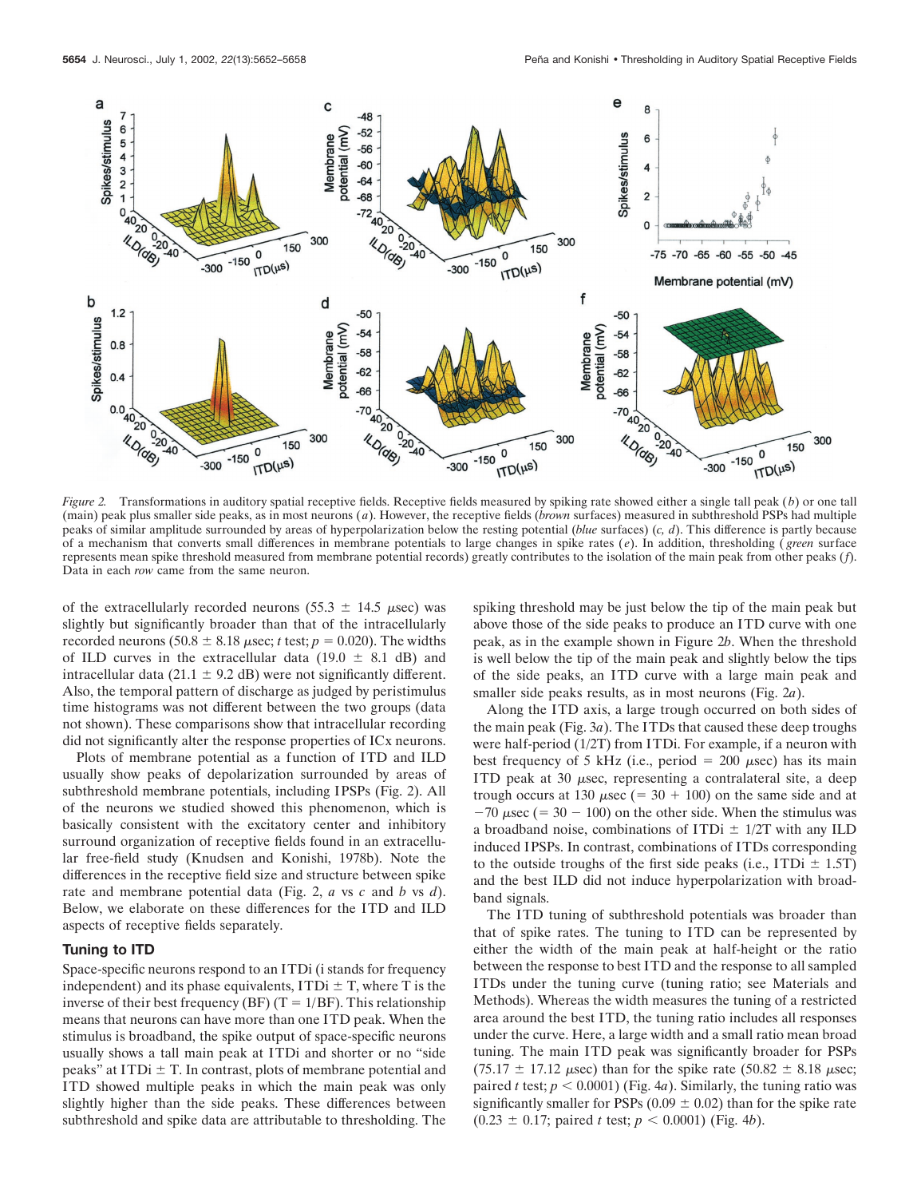*Figure 2.* Transformations in auditory spatial receptive fields. Receptive fields measured by spiking rate showed either a single tall peak (*b*) or one tall (main) peak plus smaller side peaks, as in most neurons (*a*). However, the receptive fields (*brown* surfaces) measured in subthreshold PSPs had multiple peaks of similar amplitude surrounded by areas of hyperpolarization below the resting potential (*blue* surfaces) (*c, d*). This difference is partly because of a mechanism that converts small differences in membrane potentials to large changes in spike rates (*e*). In addition, thresholding (*green* surface represents mean spike threshold measured from membrane potential records) greatly contributes to the isolation of the main peak from other peaks (*f*). Data in each *row* came from the same neuron.

of the extracellularly recorded neurons (55.3 ± 14.5 μsec) was slightly but significantly broader than that of the intracellularly recorded neurons (50.8 ± 8.18 μsec; *t* test; $p = 0.020$). The widths of ILD curves in the extracellular data (19.0 ± 8.1 dB) and intracellular data (21.1 ± 9.2 dB) were not significantly different. Also, the temporal pattern of discharge as judged by peristimulus time histograms was not different between the two groups (data not shown). These comparisons show that intracellular recording did not significantly alter the response properties of ICx neurons.

Plots of membrane potential as a function of ITD and ILD usually show peaks of depolarization surrounded by areas of subthreshold membrane potentials, including IPSPs (Fig. 2). All of the neurons we studied showed this phenomenon, which is basically consistent with the excitatory center and inhibitory surround organization of receptive fields found in an extracellular free-field study (Knudsen and Konishi, 1978b). Note the differences in the receptive field size and structure between spike rate and membrane potential data (Fig. 2, *a* vs *c* and *b* vs *d*). Below, we elaborate on these differences for the ITD and ILD aspects of receptive fields separately.

### Tuning to ITD

Space-specific neurons respond to an ITDi (i stands for frequency independent) and its phase equivalents, ITDi ± T, where T is the inverse of their best frequency (BF) (T = 1/BF). This relationship means that neurons can have more than one ITD peak. When the stimulus is broadband, the spike output of space-specific neurons usually shows a tall main peak at ITDi and shorter or no "side peaks" at ITDi ± T. In contrast, plots of membrane potential and ITD showed multiple peaks in which the main peak was only slightly higher than the side peaks. These differences between subthreshold and spike data are attributable to thresholding. The spiking threshold may be just below the tip of the main peak but above those of the side peaks to produce an ITD curve with one peak, as in the example shown in Figure 2*b*. When the threshold is well below the tip of the main peak and slightly below the tips of the side peaks, an ITD curve with a large main peak and smaller side peaks results, as in most neurons (Fig. 2*a*).

Along the ITD axis, a large trough occurred on both sides of the main peak (Fig. 3*a*). The ITDs that caused these deep troughs were half-period (1/2T) from ITDi. For example, if a neuron with best frequency of 5 kHz (i.e., period = 200 μsec) has its main ITD peak at 30 μsec, representing a contralateral site, a deep trough occurs at 130 μsec (= 30 + 100) on the same side and at −70 μsec (= 30 − 100) on the other side. When the stimulus was a broadband noise, combinations of ITDi ± 1/2T with any ILD induced IPSPs. In contrast, combinations of ITDs corresponding to the outside troughs of the first side peaks (i.e., ITDi ± 1.5T) and the best ILD did not induce hyperpolarization with broadband signals.

The ITD tuning of subthreshold potentials was broader than that of spike rates. The tuning to ITD can be represented by either the width of the main peak at half-height or the ratio between the response to best ITD and the response to all sampled ITDs under the tuning curve (tuning ratio; see Materials and Methods). Whereas the width measures the tuning of a restricted area around the best ITD, the tuning ratio includes all responses under the curve. Here, a large width and a small ratio mean broad tuning. The main ITD peak was significantly broader for PSPs (75.17 ± 17.12 μsec) than for the spike rate (50.82 ± 8.18 μsec; paired *t* test; $p < 0.0001$) (Fig. 4*a*). Similarly, the tuning ratio was significantly smaller for PSPs (0.09 ± 0.02) than for the spike rate (0.23 ± 0.17; paired *t* test; $p < 0.0001$) (Fig. 4*b*).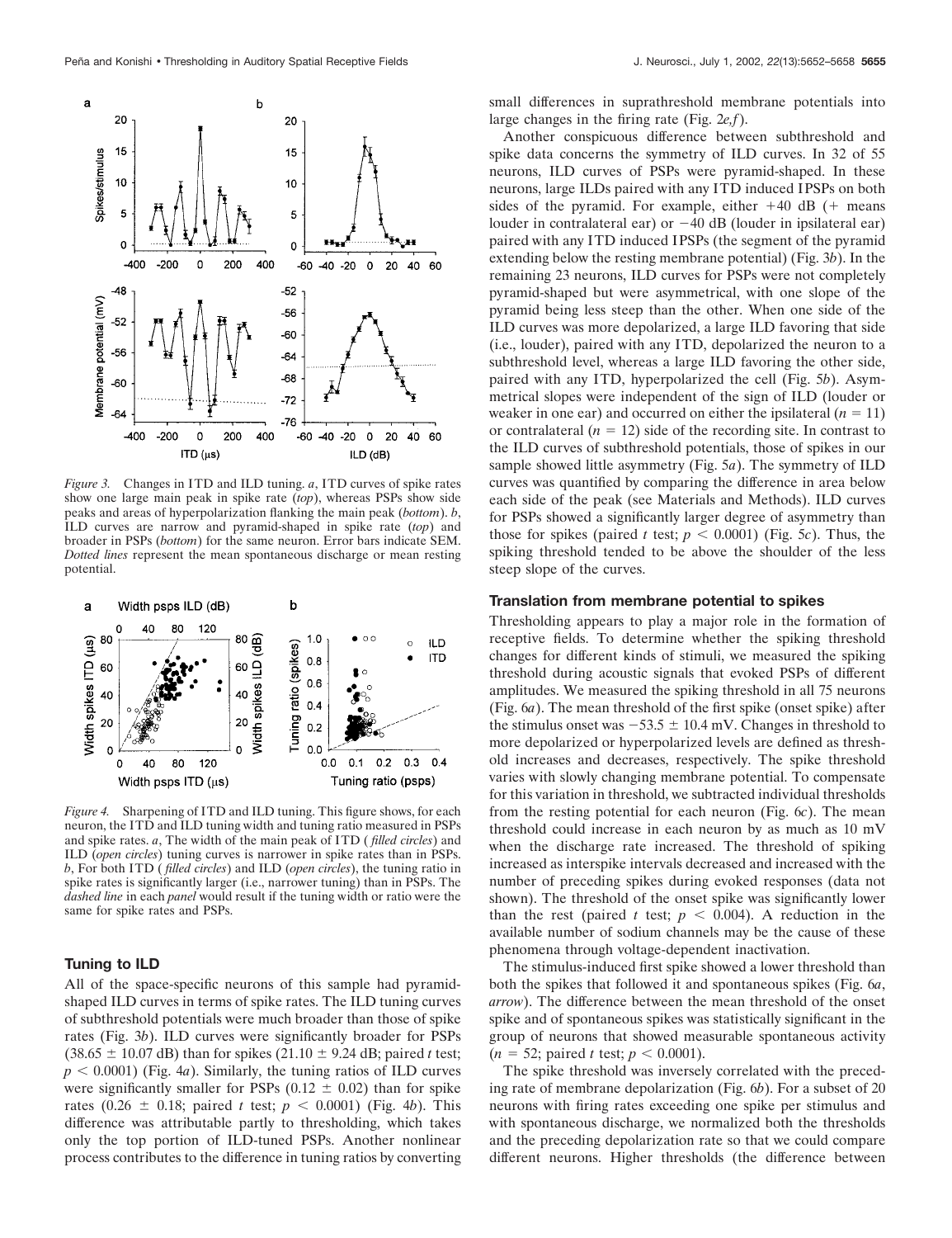a b

Spikes/stimulus

20
15
10
5
0

-400 -200 0 200 400

-60 -40 -20 0 20 40 60

Membrane potential (mV)

-48
-52
-56
-60
-64

-52
-56
-60
-64
-68
-72
-76

-400 -200 0 200 400

ITD (μs)

-60 -40 -20 0 20 40 60

ILD (dB)

*Figure 3.* Changes in ITD and ILD tuning. *a*, ITD curves of spike rates show one large main peak in spike rate (*top*), whereas PSPs show side peaks and areas of hyperpolarization flanking the main peak (*bottom*). *b*, ILD curves are narrow and pyramid-shaped in spike rate (*top*) and broader in PSPs (*bottom*) for the same neuron. Error bars indicate SEM. *Dotted lines* represent the mean spontaneous discharge or mean resting potential.

a Width psps ILD (dB)

0 40 80 120

Width spikes ITD (μs)

80
60
40
20
0

Width spikes ILD (dB)

0 40 80 120

Width psps ITD (μs)

b

Tuning ratio (spikes)

1.0
0.8
0.6
0.4
0.2
0.0

○ ILD
● ITD

0.0 0.1 0.2 0.3 0.4

Tuning ratio (psps)

*Figure 4.* Sharpening of ITD and ILD tuning. This figure shows, for each neuron, the ITD and ILD tuning width and tuning ratio measured in PSPs and spike rates. *a*, The width of the main peak of ITD (*filled circles*) and ILD (*open circles*) tuning curves is narrower in spike rates than in PSPs. *b*, For both ITD (*filled circles*) and ILD (*open circles*), the tuning ratio in spike rates is significantly larger (i.e., narrower tuning) than in PSPs. The *dashed line* in each *panel* would result if the tuning width or ratio were the same for spike rates and PSPs.

### Tuning to ILD

All of the space-specific neurons of this sample had pyramid-shaped ILD curves in terms of spike rates. The ILD tuning curves of subthreshold potentials were much broader than those of spike rates (Fig. 3*b*). ILD curves were significantly broader for PSPs ($38.65 \pm 10.07$ dB) than for spikes ($21.10 \pm 9.24$ dB; paired *t* test; $p < 0.0001$) (Fig. 4*a*). Similarly, the tuning ratios of ILD curves were significantly smaller for PSPs ($0.12 \pm 0.02$) than for spike rates ($0.26 \pm 0.18$; paired *t* test; $p < 0.0001$) (Fig. 4*b*). This difference was attributable partly to thresholding, which takes only the top portion of ILD-tuned PSPs. Another nonlinear process contributes to the difference in tuning ratios by converting small differences in suprathreshold membrane potentials into large changes in the firing rate (Fig. 2*e,f*).

Another conspicuous difference between subthreshold and spike data concerns the symmetry of ILD curves. In 32 of 55 neurons, ILD curves of PSPs were pyramid-shaped. In these neurons, large ILDs paired with any ITD induced IPSPs on both sides of the pyramid. For example, either +40 dB (+ means louder in contralateral ear) or −40 dB (louder in ipsilateral ear) paired with any ITD induced IPSPs (the segment of the pyramid extending below the resting membrane potential) (Fig. 3*b*). In the remaining 23 neurons, ILD curves for PSPs were not completely pyramid-shaped but were asymmetrical, with one slope of the pyramid being less steep than the other. When one side of the ILD curves was more depolarized, a large ILD favoring that side (i.e., louder), paired with any ITD, depolarized the neuron to a subthreshold level, whereas a large ILD favoring the other side, paired with any ITD, hyperpolarized the cell (Fig. 5*b*). Asymmetrical slopes were independent of the sign of ILD (louder or weaker in one ear) and occurred on either the ipsilateral ($n = 11$) or contralateral ($n = 12$) side of the recording site. In contrast to the ILD curves of subthreshold potentials, those of spikes in our sample showed little asymmetry (Fig. 5*a*). The symmetry of ILD curves was quantified by comparing the difference in area below each side of the peak (see Materials and Methods). ILD curves for PSPs showed a significantly larger degree of asymmetry than those for spikes (paired *t* test; $p < 0.0001$) (Fig. 5*c*). Thus, the spiking threshold tended to be above the shoulder of the less steep slope of the curves.

### Translation from membrane potential to spikes

Thresholding appears to play a major role in the formation of receptive fields. To determine whether the spiking threshold changes for different kinds of stimuli, we measured the spiking threshold during acoustic signals that evoked PSPs of different amplitudes. We measured the spiking threshold in all 75 neurons (Fig. 6*a*). The mean threshold of the first spike (onset spike) after the stimulus onset was $-53.5 \pm 10.4$ mV. Changes in threshold to more depolarized or hyperpolarized levels are defined as threshold increases and decreases, respectively. The spike threshold varies with slowly changing membrane potential. To compensate for this variation in threshold, we subtracted individual thresholds from the resting potential for each neuron (Fig. 6*c*). The mean threshold could increase in each neuron by as much as 10 mV when the discharge rate increased. The threshold of spiking increased as interspike intervals decreased and increased with the number of preceding spikes during evoked responses (data not shown). The threshold of the onset spike was significantly lower than the rest (paired *t* test; $p < 0.004$). A reduction in the available number of sodium channels may be the cause of these phenomena through voltage-dependent inactivation.

The stimulus-induced first spike showed a lower threshold than both the spikes that followed it and spontaneous spikes (Fig. 6*a*, *arrow*). The difference between the mean threshold of the onset spike and of spontaneous spikes was statistically significant in the group of neurons that showed measurable spontaneous activity ($n = 52$; paired *t* test; $p < 0.0001$).

The spike threshold was inversely correlated with the preceding rate of membrane depolarization (Fig. 6*b*). For a subset of 20 neurons with firing rates exceeding one spike per stimulus and with spontaneous discharge, we normalized both the thresholds and the preceding depolarization rate so that we could compare different neurons. Higher thresholds (the difference between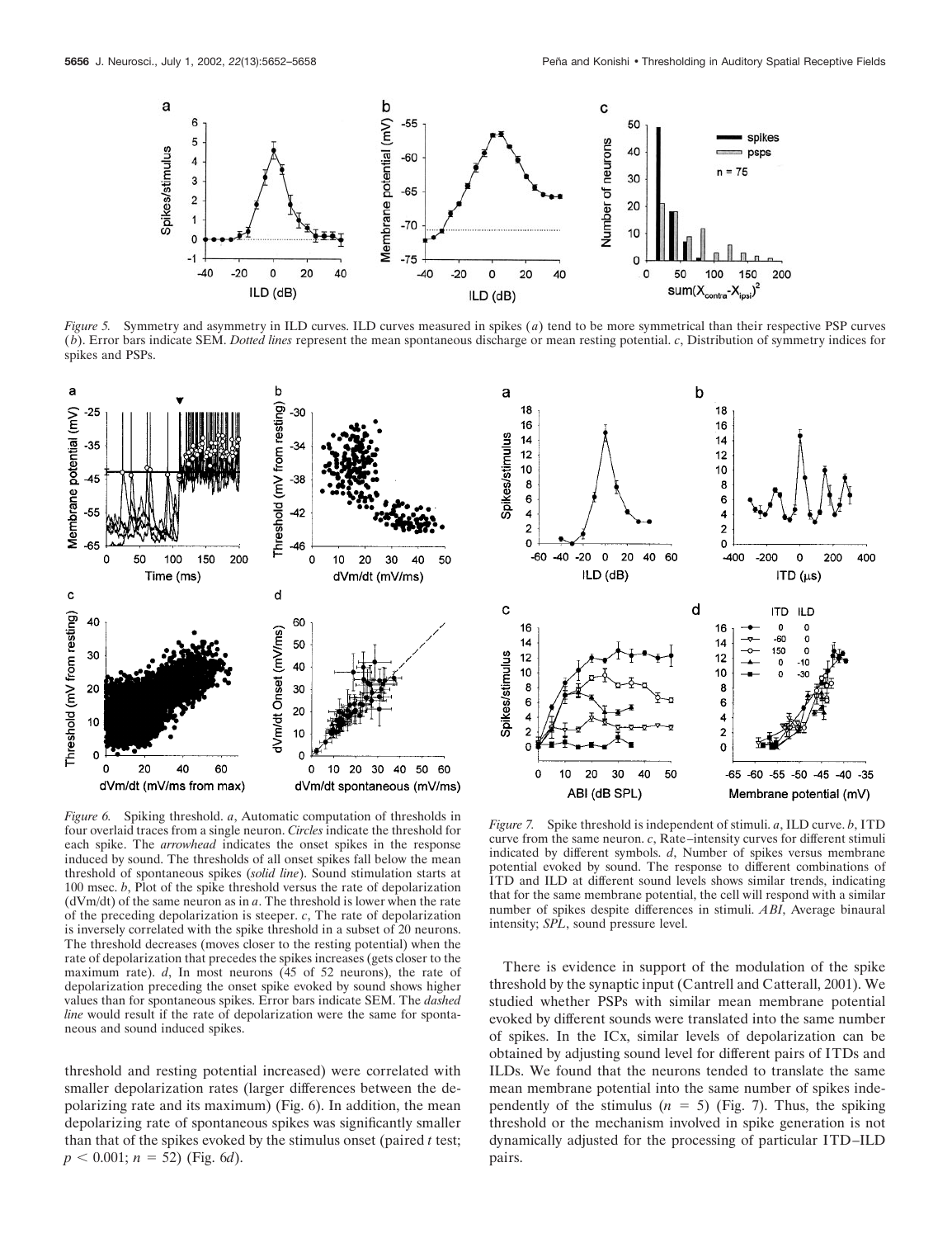a

Spikes/stimulus

6
5
4
3
2
1
0
-1

-40 -20 0 20 40

ILD (dB)

b

Membrane potential (mV)

-55
-60
-65
-70
-75

-40 -20 0 20 40

ILD (dB)

c

Number of neurons

50
40
30
20
10
0

spikes
psps
n = 75

0 50 100 150 200

$\mathrm{sum}(X_{contra}-X_{ipsi})^2$

*Figure 5.* Symmetry and asymmetry in ILD curves. ILD curves measured in spikes (*a*) tend to be more symmetrical than their respective PSP curves (*b*). Error bars indicate SEM. *Dotted lines* represent the mean spontaneous discharge or mean resting potential. *c*, Distribution of symmetry indices for spikes and PSPs.

a

Membrane potential (mV)

-25
-35
-45
-55
-65

0 50 100 150 200

Time (ms)

b

Threshold (mV from resting)

-30
-34
-38
-42
-46

0 10 20 30 40 50

dVm/dt (mV/ms)

c

Threshold (mV from resting)

40
30
20
10
0

0 20 40 60

dVm/dt (mV/ms from max)

d

dVm/dt Onset (mV/ms)

60
50
40
30
20
10
0

0 10 20 30 40 50 60

dVm/dt spontaneous (mV/ms)

*Figure 6.* Spiking threshold. *a*, Automatic computation of thresholds in four overlaid traces from a single neuron. *Circles* indicate the threshold for each spike. The *arrowhead* indicates the onset spikes in the response induced by sound. The thresholds of all onset spikes fall below the mean threshold of spontaneous spikes (*solid line*). Sound stimulation starts at 100 msec. *b*, Plot of the spike threshold versus the rate of depolarization (dVm/dt) of the same neuron as in *a*. The threshold is lower when the rate of the preceding depolarization is steeper. *c*, The rate of depolarization is inversely correlated with the spike threshold in a subset of 20 neurons. The threshold decreases (moves closer to the resting potential) when the rate of depolarization that precedes the spikes increases (gets closer to the maximum rate). *d*, In most neurons (45 of 52 neurons), the rate of depolarization preceding the onset spike evoked by sound shows higher values than for spontaneous spikes. Error bars indicate SEM. The *dashed line* would result if the rate of depolarization were the same for spontaneous and sound induced spikes.

a

Spikes/stimulus

18
16
14
12
10
8
6
4
2
0

-60 -40 -20 0 20 40 60

ILD (dB)

b

18
16
14
12
10
8
6
4
2
0

-400 -200 0 200 400

ITD (μs)

c

Spikes/stimulus

16
14
12
10
8
6
4
2
0

0 10 20 30 40 50

ABI (dB SPL)

d

ITD ILD
0 0
-60 0
150 0
0 -10
0 -30

16
14
12
10
8
6
4
2
0

-65 -60 -55 -50 -45 -40 -35

Membrane potential (mV)

*Figure 7.* Spike threshold is independent of stimuli. *a*, ILD curve. *b*, ITD curve from the same neuron. *c*, Rate–intensity curves for different stimuli indicated by different symbols. *d*, Number of spikes versus membrane potential evoked by sound. The response to different combinations of ITD and ILD at different sound levels shows similar trends, indicating that for the same membrane potential, the cell will respond with a similar number of spikes despite differences in stimuli. *ABI*, Average binaural intensity; *SPL*, sound pressure level.

threshold and resting potential increased) were correlated with smaller depolarization rates (larger differences between the depolarizing rate and its maximum) (Fig. 6). In addition, the mean depolarizing rate of spontaneous spikes was significantly smaller than that of the spikes evoked by the stimulus onset (paired *t* test; $p < 0.001$; $n = 52$) (Fig. 6*d*).

There is evidence in support of the modulation of the spike threshold by the synaptic input (Cantrell and Catterall, 2001). We studied whether PSPs with similar mean membrane potential evoked by different sounds were translated into the same number of spikes. In the ICx, similar levels of depolarization can be obtained by adjusting sound level for different pairs of ITDs and ILDs. We found that the neurons tended to translate the same mean membrane potential into the same number of spikes independently of the stimulus ($n = 5$) (Fig. 7). Thus, the spiking threshold or the mechanism involved in spike generation is not dynamically adjusted for the processing of particular ITD–ILD pairs.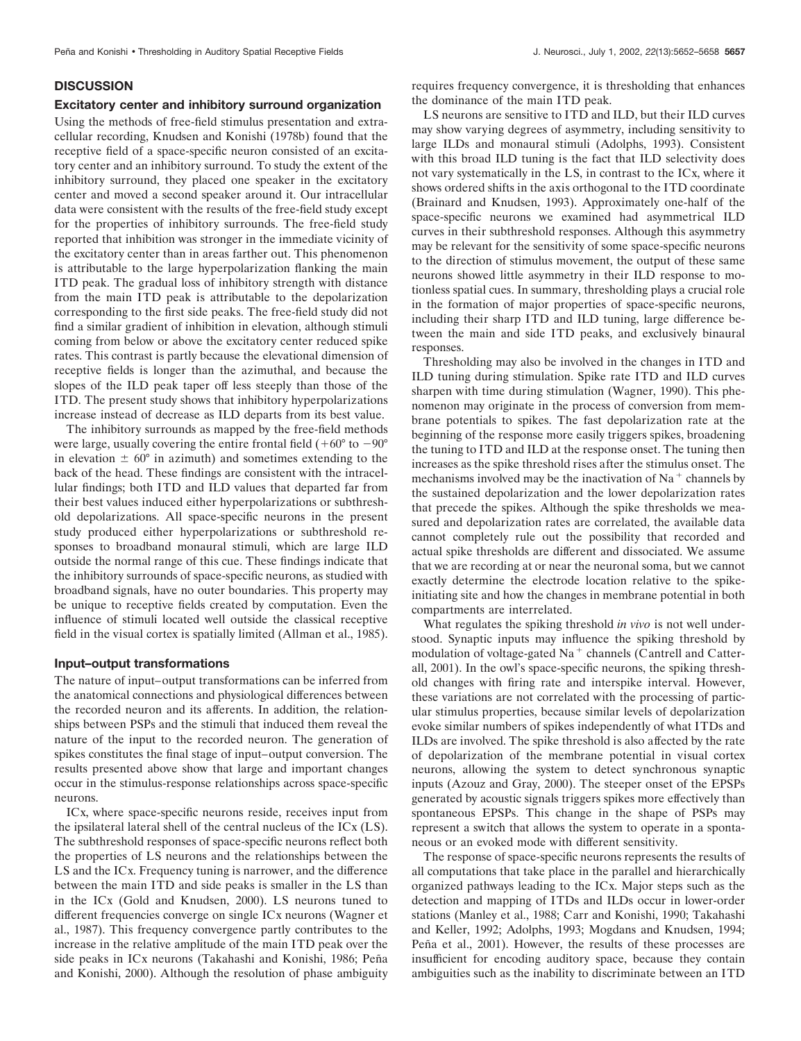## DISCUSSION

### Excitatory center and inhibitory surround organization

Using the methods of free-field stimulus presentation and extracellular recording, Knudsen and Konishi (1978b) found that the receptive field of a space-specific neuron consisted of an excitatory center and an inhibitory surround. To study the extent of the inhibitory surround, they placed one speaker in the excitatory center and moved a second speaker around it. Our intracellular data were consistent with the results of the free-field study except for the properties of inhibitory surrounds. The free-field study reported that inhibition was stronger in the immediate vicinity of the excitatory center than in areas farther out. This phenomenon is attributable to the large hyperpolarization flanking the main ITD peak. The gradual loss of inhibitory strength with distance from the main ITD peak is attributable to the depolarization corresponding to the first side peaks. The free-field study did not find a similar gradient of inhibition in elevation, although stimuli coming from below or above the excitatory center reduced spike rates. This contrast is partly because the elevational dimension of receptive fields is longer than the azimuthal, and because the slopes of the ILD peak taper off less steeply than those of the ITD. The present study shows that inhibitory hyperpolarizations increase instead of decrease as ILD departs from its best value.

The inhibitory surrounds as mapped by the free-field methods were large, usually covering the entire frontal field (+60° to −90° in elevation ± 60° in azimuth) and sometimes extending to the back of the head. These findings are consistent with the intracellular findings; both ITD and ILD values that departed far from their best values induced either hyperpolarizations or subthreshold depolarizations. All space-specific neurons in the present study produced either hyperpolarizations or subthreshold responses to broadband monaural stimuli, which are large ILD outside the normal range of this cue. These findings indicate that the inhibitory surrounds of space-specific neurons, as studied with broadband signals, have no outer boundaries. This property may be unique to receptive fields created by computation. Even the influence of stimuli located well outside the classical receptive field in the visual cortex is spatially limited (Allman et al., 1985).

### Input–output transformations

The nature of input–output transformations can be inferred from the anatomical connections and physiological differences between the recorded neuron and its afferents. In addition, the relationships between PSPs and the stimuli that induced them reveal the nature of the input to the recorded neuron. The generation of spikes constitutes the final stage of input–output conversion. The results presented above show that large and important changes occur in the stimulus-response relationships across space-specific neurons.

ICx, where space-specific neurons reside, receives input from the ipsilateral lateral shell of the central nucleus of the ICx (LS). The subthreshold responses of space-specific neurons reflect both the properties of LS neurons and the relationships between the LS and the ICx. Frequency tuning is narrower, and the difference between the main ITD and side peaks is smaller in the LS than in the ICx (Gold and Knudsen, 2000). LS neurons tuned to different frequencies converge on single ICx neurons (Wagner et al., 1987). This frequency convergence partly contributes to the increase in the relative amplitude of the main ITD peak over the side peaks in ICx neurons (Takahashi and Konishi, 1986; Peña and Konishi, 2000). Although the resolution of phase ambiguity requires frequency convergence, it is thresholding that enhances the dominance of the main ITD peak.

LS neurons are sensitive to ITD and ILD, but their ILD curves may show varying degrees of asymmetry, including sensitivity to large ILDs and monaural stimuli (Adolphs, 1993). Consistent with this broad ILD tuning is the fact that ILD selectivity does not vary systematically in the LS, in contrast to the ICx, where it shows ordered shifts in the axis orthogonal to the ITD coordinate (Brainard and Knudsen, 1993). Approximately one-half of the space-specific neurons we examined had asymmetrical ILD curves in their subthreshold responses. Although this asymmetry may be relevant for the sensitivity of some space-specific neurons to the direction of stimulus movement, the output of these same neurons showed little asymmetry in their ILD response to motionless spatial cues. In summary, thresholding plays a crucial role in the formation of major properties of space-specific neurons, including their sharp ITD and ILD tuning, large difference between the main and side ITD peaks, and exclusively binaural responses.

Thresholding may also be involved in the changes in ITD and ILD tuning during stimulation. Spike rate ITD and ILD curves sharpen with time during stimulation (Wagner, 1990). This phenomenon may originate in the process of conversion from membrane potentials to spikes. The fast depolarization rate at the beginning of the response more easily triggers spikes, broadening the tuning to ITD and ILD at the response onset. The tuning then increases as the spike threshold rises after the stimulus onset. The mechanisms involved may be the inactivation of $Na^+$ channels by the sustained depolarization and the lower depolarization rates that precede the spikes. Although the spike thresholds we measured and depolarization rates are correlated, the available data cannot completely rule out the possibility that recorded and actual spike thresholds are different and dissociated. We assume that we are recording at or near the neuronal soma, but we cannot exactly determine the electrode location relative to the spike-initiating site and how the changes in membrane potential in both compartments are interrelated.

What regulates the spiking threshold *in vivo* is not well understood. Synaptic inputs may influence the spiking threshold by modulation of voltage-gated $Na^+$ channels (Cantrell and Catterall, 2001). In the owl's space-specific neurons, the spiking threshold changes with firing rate and interspike interval. However, these variations are not correlated with the processing of particular stimulus properties, because similar levels of depolarization evoke similar numbers of spikes independently of what ITDs and ILDs are involved. The spike threshold is also affected by the rate of depolarization of the membrane potential in visual cortex neurons, allowing the system to detect synchronous synaptic inputs (Azouz and Gray, 2000). The steeper onset of the EPSPs generated by acoustic signals triggers spikes more effectively than spontaneous EPSPs. This change in the shape of PSPs may represent a switch that allows the system to operate in a spontaneous or an evoked mode with different sensitivity.

The response of space-specific neurons represents the results of all computations that take place in the parallel and hierarchically organized pathways leading to the ICx. Major steps such as the detection and mapping of ITDs and ILDs occur in lower-order stations (Manley et al., 1988; Carr and Konishi, 1990; Takahashi and Keller, 1992; Adolphs, 1993; Mogdans and Knudsen, 1994; Peña et al., 2001). However, the results of these processes are insufficient for encoding auditory space, because they contain ambiguities such as the inability to discriminate between an ITD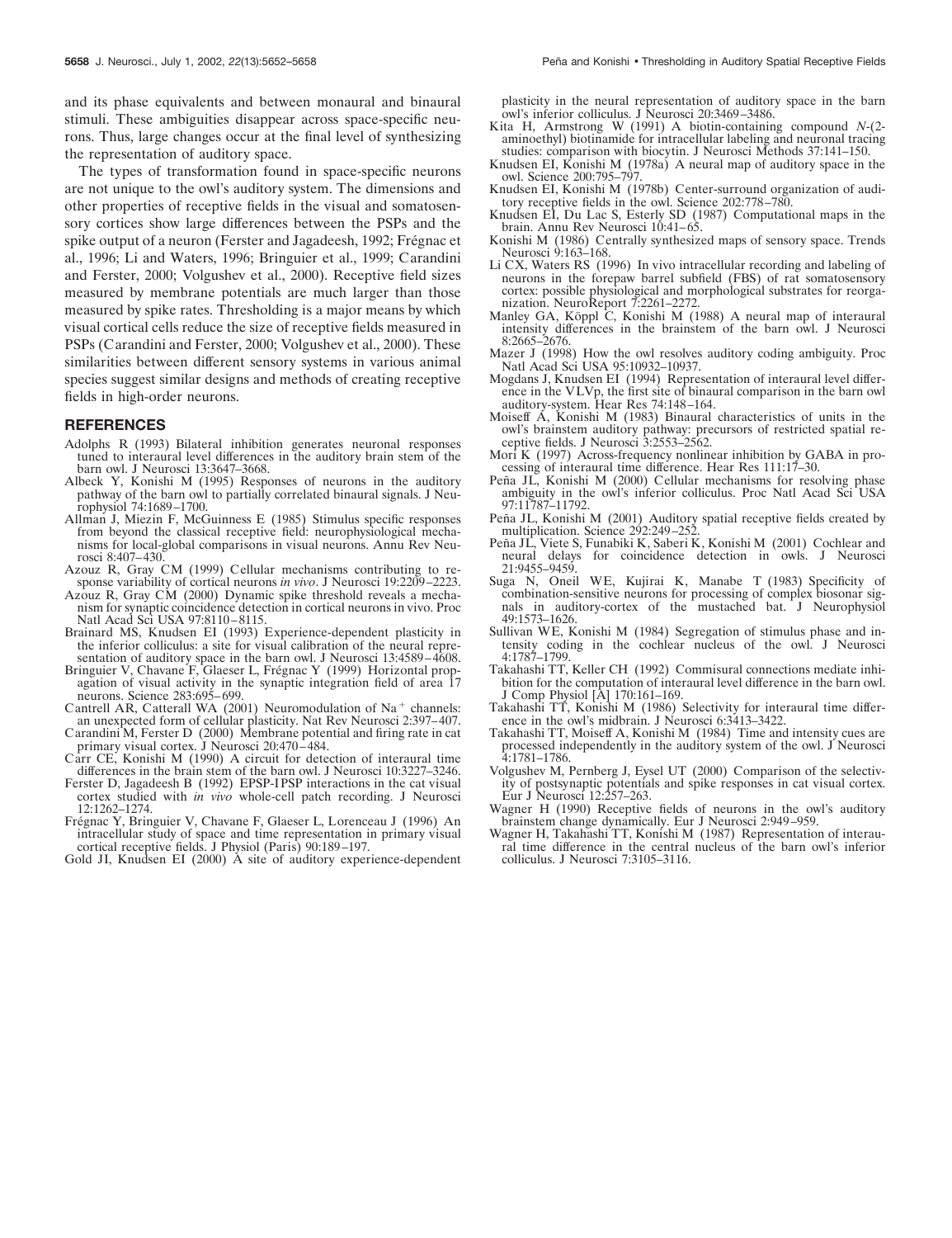and its phase equivalents and between monaural and binaural stimuli. These ambiguities disappear across space-specific neurons. Thus, large changes occur at the final level of synthesizing the representation of auditory space.

The types of transformation found in space-specific neurons are not unique to the owl's auditory system. The dimensions and other properties of receptive fields in the visual and somatosensory cortices show large differences between the PSPs and the spike output of a neuron (Ferster and Jagadeesh, 1992; Frégnac et al., 1996; Li and Waters, 1996; Bringuier et al., 1999; Carandini and Ferster, 2000; Volgushev et al., 2000). Receptive field sizes measured by membrane potentials are much larger than those measured by spike rates. Thresholding is a major means by which visual cortical cells reduce the size of receptive fields measured in PSPs (Carandini and Ferster, 2000; Volgushev et al., 2000). These similarities between different sensory systems in various animal species suggest similar designs and methods of creating receptive fields in high-order neurons.

## REFERENCES

Adolphs R (1993) Bilateral inhibition generates neuronal responses tuned to interaural level differences in the auditory brain stem of the barn owl. J Neurosci 13:3647–3668.

Albeck Y, Konishi M (1995) Responses of neurons in the auditory pathway of the barn owl to partially correlated binaural signals. J Neurophysiol 74:1689–1700.

Allman J, Miezin F, McGuinness E (1985) Stimulus specific responses from beyond the classical receptive field: neurophysiological mechanisms for local-global comparisons in visual neurons. Annu Rev Neurosci 8:407–430.

Azouz R, Gray CM (1999) Cellular mechanisms contributing to response variability of cortical neurons *in vivo*. J Neurosci 19:2209–2223.

Azouz R, Gray CM (2000) Dynamic spike threshold reveals a mechanism for synaptic coincidence detection in cortical neurons in vivo. Proc Natl Acad Sci USA 97:8110–8115.

Brainard MS, Knudsen EI (1993) Experience-dependent plasticity in the inferior colliculus: a site for visual calibration of the neural representation of auditory space in the barn owl. J Neurosci 13:4589–4608.

Bringuier V, Chavane F, Glaeser L, Frégnac Y (1999) Horizontal propagation of visual activity in the synaptic integration field of area 17 neurons. Science 283:695–699.

Cantrell AR, Catterall WA (2001) Neuromodulation of $Na^+$ channels: an unexpected form of cellular plasticity. Nat Rev Neurosci 2:397–407.

Carandini M, Ferster D (2000) Membrane potential and firing rate in cat primary visual cortex. J Neurosci 20:470–484.

Carr CE, Konishi M (1990) A circuit for detection of interaural time differences in the brain stem of the barn owl. J Neurosci 10:3227–3246.

Ferster D, Jagadeesh B (1992) EPSP-IPSP interactions in the cat visual cortex studied with *in vivo* whole-cell patch recording. J Neurosci 12:1262–1274.

Frégnac Y, Bringuier V, Chavane F, Glaeser L, Lorenceau J (1996) An intracellular study of space and time representation in primary visual cortical receptive fields. J Physiol (Paris) 90:189–197.

Gold JI, Knudsen EI (2000) A site of auditory experience-dependent plasticity in the neural representation of auditory space in the barn owl's inferior colliculus. J Neurosci 20:3469–3486.

Kita H, Armstrong W (1991) A biotin-containing compound *N*-(2-aminoethyl) biotinamide for intracellular labeling and neuronal tracing studies: comparison with biocytin. J Neurosci Methods 37:141–150.

Knudsen EI, Konishi M (1978a) A neural map of auditory space in the owl. Science 200:795–797.

Knudsen EI, Konishi M (1978b) Center-surround organization of auditory receptive fields in the owl. Science 202:778–780.

Knudsen EI, Du Lac S, Esterly SD (1987) Computational maps in the brain. Annu Rev Neurosci 10:41–65.

Konishi M (1986) Centrally synthesized maps of sensory space. Trends Neurosci 9:163–168.

Li CX, Waters RS (1996) In vivo intracellular recording and labeling of neurons in the forepaw barrel subfield (FBS) of rat somatosensory cortex: possible physiological and morphological substrates for reorganization. NeuroReport 7:2261–2272.

Manley GA, Köppl C, Konishi M (1988) A neural map of interaural intensity differences in the brainstem of the barn owl. J Neurosci 8:2665–2676.

Mazer J (1998) How the owl resolves auditory coding ambiguity. Proc Natl Acad Sci USA 95:10932–10937.

Mogdans J, Knudsen EI (1994) Representation of interaural level difference in the VLVp, the first site of binaural comparison in the barn owl auditory-system. Hear Res 74:148–164.

Moiseff A, Konishi M (1983) Binaural characteristics of units in the owl's brainstem auditory pathway: precursors of restricted spatial receptive fields. J Neurosci 3:2553–2562.

Mori K (1997) Across-frequency nonlinear inhibition by GABA in processing of interaural time difference. Hear Res 111:17–30.

Peña JL, Konishi M (2000) Cellular mechanisms for resolving phase ambiguity in the owl's inferior colliculus. Proc Natl Acad Sci USA 97:11787–11792.

Peña JL, Konishi M (2001) Auditory spatial receptive fields created by multiplication. Science 292:249–252.

Peña JL, Viete S, Funabiki K, Saberi K, Konishi M (2001) Cochlear and neural delays for coincidence detection in owls. J Neurosci 21:9455–9459.

Suga N, Oneil WE, Kujirai K, Manabe T (1983) Specificity of combination-sensitive neurons for processing of complex biosonar signals in auditory-cortex of the mustached bat. J Neurophysiol 49:1573–1626.

Sullivan WE, Konishi M (1984) Segregation of stimulus phase and intensity coding in the cochlear nucleus of the owl. J Neurosci 4:1787–1799.

Takahashi TT, Keller CH (1992) Commisural connections mediate inhibition for the computation of interaural level difference in the barn owl. J Comp Physiol [A] 170:161–169.

Takahashi TT, Konishi M (1986) Selectivity for interaural time difference in the owl's midbrain. J Neurosci 6:3413–3422.

Takahashi TT, Moiseff A, Konishi M (1984) Time and intensity cues are processed independently in the auditory system of the owl. J Neurosci 4:1781–1786.

Volgushev M, Pernberg J, Eysel UT (2000) Comparison of the selectivity of postsynaptic potentials and spike responses in cat visual cortex. Eur J Neurosci 12:257–263.

Wagner H (1990) Receptive fields of neurons in the owl's auditory brainstem change dynamically. Eur J Neurosci 2:949–959.

Wagner H, Takahashi TT, Konishi M (1987) Representation of interaural time difference in the central nucleus of the barn owl's inferior colliculus. J Neurosci 7:3105–3116.